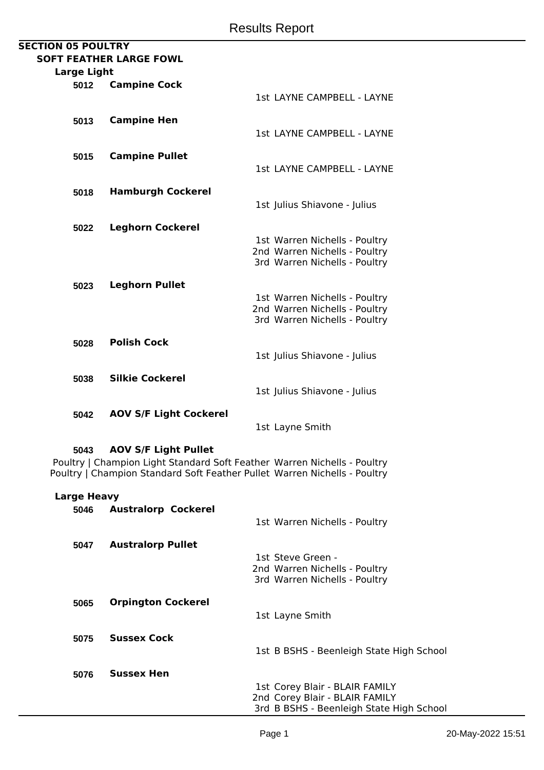# Results Report

## SECTION 05 POULTRY

### SOFT FEATHER LARGE FOWL

#### Large Light

**5012 Campine Cock**

1st LAYNE CAMPBELL - LAYNE

**5013 Campine Hen**

1st LAYNE CAMPBELL - LAYNE

**5015 Campine Pullet**

1st LAYNE CAMPBELL - LAYNE

**5018 Hamburgh Cockerel**

1st Julius Shiavone - Julius

**5022 Leghorn Cockerel**

1st Warren Nichells - Poultry
2nd Warren Nichells - Poultry
3rd Warren Nichells - Poultry

**5023 Leghorn Pullet**

1st Warren Nichells - Poultry
2nd Warren Nichells - Poultry
3rd Warren Nichells - Poultry

**5028 Polish Cock**

1st Julius Shiavone - Julius

**5038 Silkie Cockerel**

1st Julius Shiavone - Julius

**5042 AOV S/F Light Cockerel**

1st Layne Smith

**5043 AOV S/F Light Pullet**

Poultry | Champion Light Standard Soft Feather Warren Nichells - Poultry
Poultry | Champion Standard Soft Feather Pullet Warren Nichells - Poultry

#### Large Heavy

**5046 Australorp Cockerel**

1st Warren Nichells - Poultry

**5047 Australorp Pullet**

1st Steve Green -
2nd Warren Nichells - Poultry
3rd Warren Nichells - Poultry

**5065 Orpington Cockerel**

1st Layne Smith

**5075 Sussex Cock**

1st B BSHS - Beenleigh State High School

**5076 Sussex Hen**

1st Corey Blair - BLAIR FAMILY
2nd Corey Blair - BLAIR FAMILY
3rd B BSHS - Beenleigh State High School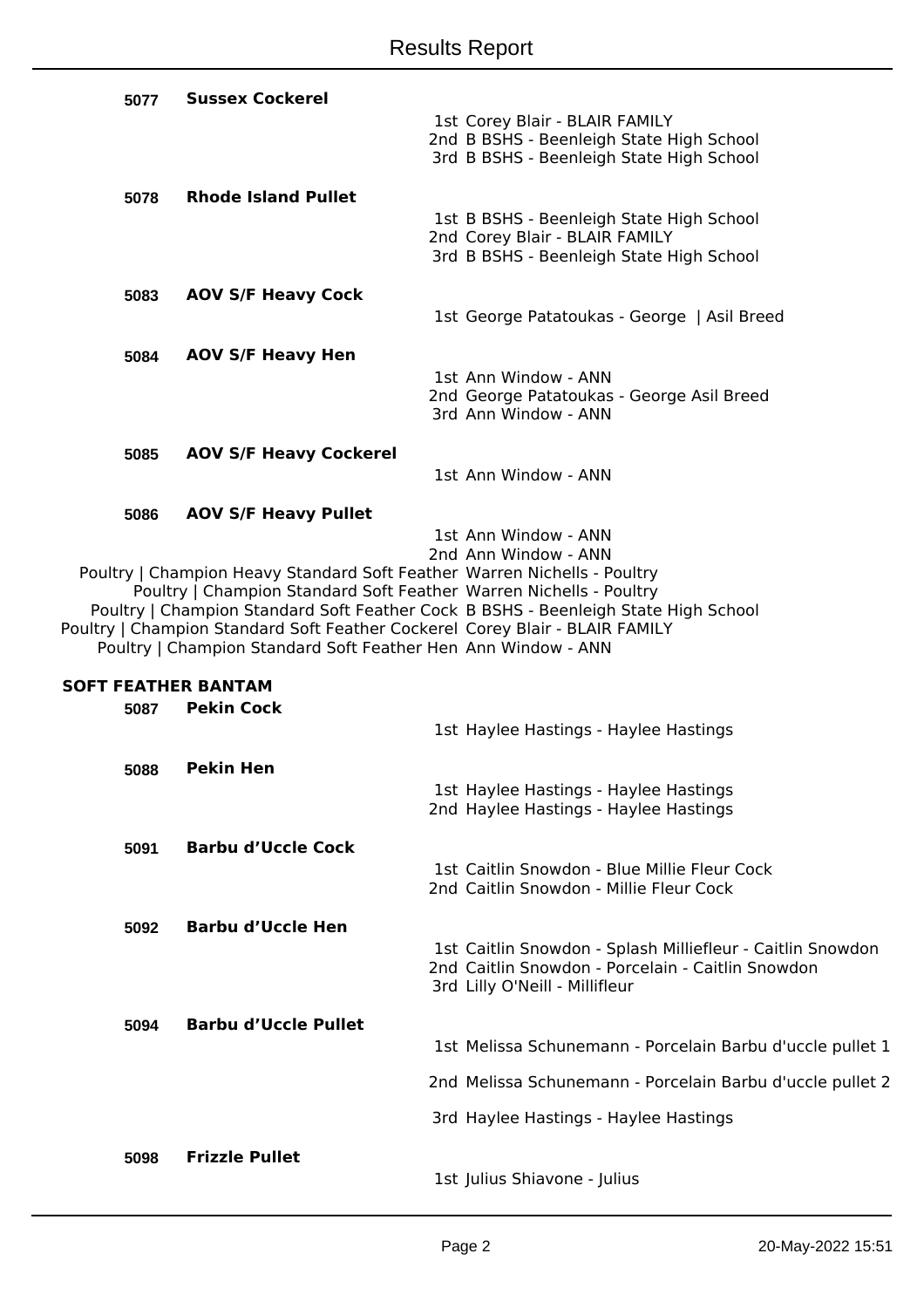**5077 Sussex Cockerel**

1st Corey Blair - BLAIR FAMILY
2nd B BSHS - Beenleigh State High School
3rd B BSHS - Beenleigh State High School

**5078 Rhode Island Pullet**

1st B BSHS - Beenleigh State High School
2nd Corey Blair - BLAIR FAMILY
3rd B BSHS - Beenleigh State High School

**5083 AOV S/F Heavy Cock**

1st George Patatoukas - George | Asil Breed

**5084 AOV S/F Heavy Hen**

1st Ann Window - ANN
2nd George Patatoukas - George Asil Breed
3rd Ann Window - ANN

**5085 AOV S/F Heavy Cockerel**

1st Ann Window - ANN

**5086 AOV S/F Heavy Pullet**

1st Ann Window - ANN
2nd Ann Window - ANN

Poultry | Champion Heavy Standard Soft Feather Warren Nichells - Poultry
Poultry | Champion Standard Soft Feather Warren Nichells - Poultry
Poultry | Champion Standard Soft Feather Cock B BSHS - Beenleigh State High School
Poultry | Champion Standard Soft Feather Cockerel Corey Blair - BLAIR FAMILY
Poultry | Champion Standard Soft Feather Hen Ann Window - ANN

## SOFT FEATHER BANTAM

**5087 Pekin Cock**

1st Haylee Hastings - Haylee Hastings

**5088 Pekin Hen**

1st Haylee Hastings - Haylee Hastings
2nd Haylee Hastings - Haylee Hastings

**5091 Barbu d'Uccle Cock**

1st Caitlin Snowdon - Blue Millie Fleur Cock
2nd Caitlin Snowdon - Millie Fleur Cock

**5092 Barbu d'Uccle Hen**

1st Caitlin Snowdon - Splash Milliefleur - Caitlin Snowdon
2nd Caitlin Snowdon - Porcelain - Caitlin Snowdon
3rd Lilly O'Neill - Millifleur

**5094 Barbu d'Uccle Pullet**

1st Melissa Schunemann - Porcelain Barbu d'uccle pullet 1
2nd Melissa Schunemann - Porcelain Barbu d'uccle pullet 2
3rd Haylee Hastings - Haylee Hastings

**5098 Frizzle Pullet**

1st Julius Shiavone - Julius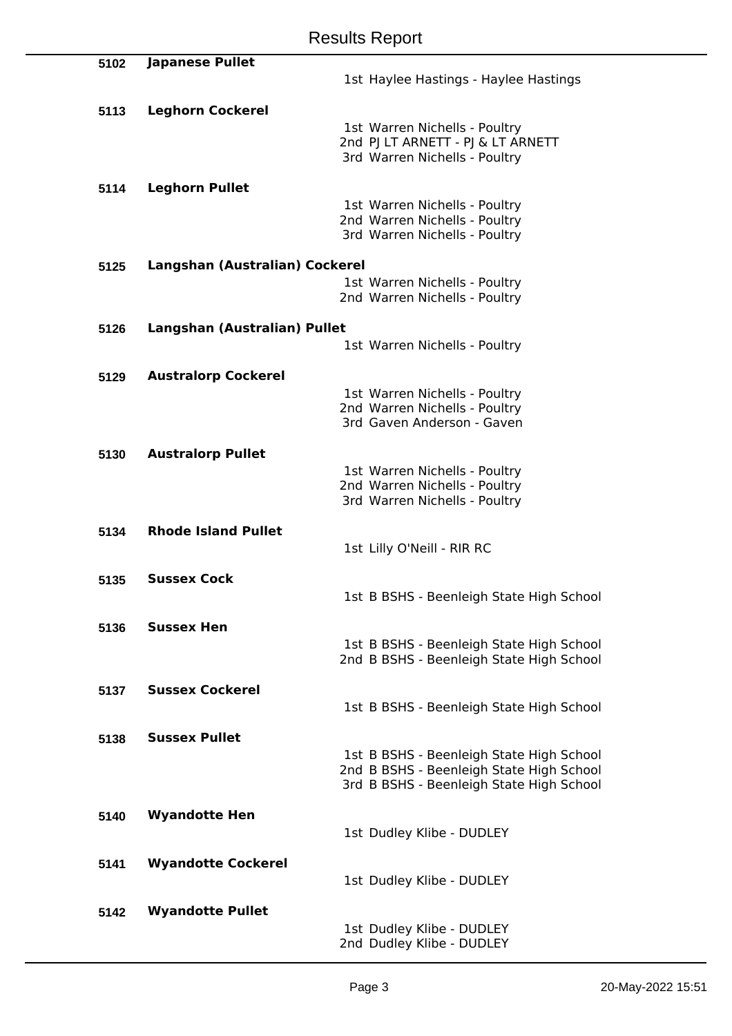# Results Report

**5102 Japanese Pullet**

1st Haylee Hastings - Haylee Hastings

**5113 Leghorn Cockerel**

1st Warren Nichells - Poultry
2nd PJ LT ARNETT - PJ & LT ARNETT
3rd Warren Nichells - Poultry

**5114 Leghorn Pullet**

1st Warren Nichells - Poultry
2nd Warren Nichells - Poultry
3rd Warren Nichells - Poultry

**5125 Langshan (Australian) Cockerel**

1st Warren Nichells - Poultry
2nd Warren Nichells - Poultry

**5126 Langshan (Australian) Pullet**

1st Warren Nichells - Poultry

**5129 Australorp Cockerel**

1st Warren Nichells - Poultry
2nd Warren Nichells - Poultry
3rd Gaven Anderson - Gaven

**5130 Australorp Pullet**

1st Warren Nichells - Poultry
2nd Warren Nichells - Poultry
3rd Warren Nichells - Poultry

**5134 Rhode Island Pullet**

1st Lilly O'Neill - RIR RC

**5135 Sussex Cock**

1st B BSHS - Beenleigh State High School

**5136 Sussex Hen**

1st B BSHS - Beenleigh State High School
2nd B BSHS - Beenleigh State High School

**5137 Sussex Cockerel**

1st B BSHS - Beenleigh State High School

**5138 Sussex Pullet**

1st B BSHS - Beenleigh State High School
2nd B BSHS - Beenleigh State High School
3rd B BSHS - Beenleigh State High School

**5140 Wyandotte Hen**

1st Dudley Klibe - DUDLEY

**5141 Wyandotte Cockerel**

1st Dudley Klibe - DUDLEY

**5142 Wyandotte Pullet**

1st Dudley Klibe - DUDLEY
2nd Dudley Klibe - DUDLEY

20-May-2022 15:51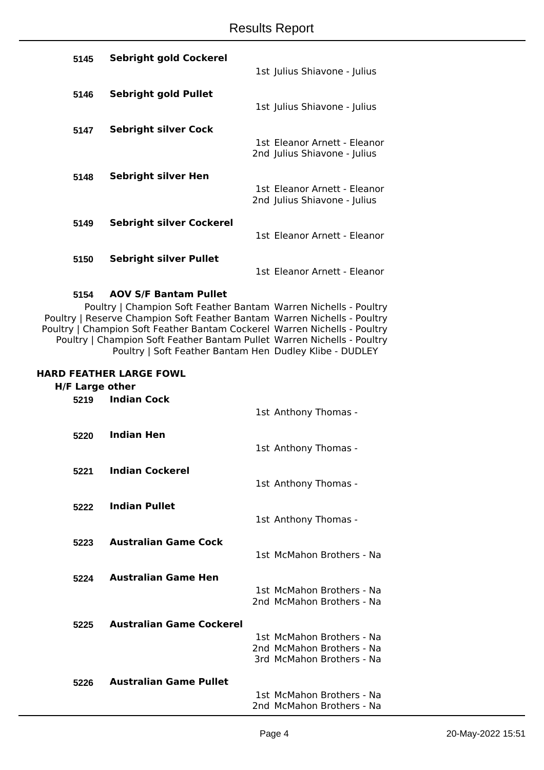**5145 Sebright gold Cockerel**

1st Julius Shiavone - Julius

**5146 Sebright gold Pullet**

1st Julius Shiavone - Julius

**5147 Sebright silver Cock**

1st Eleanor Arnett - Eleanor
2nd Julius Shiavone - Julius

**5148 Sebright silver Hen**

1st Eleanor Arnett - Eleanor
2nd Julius Shiavone - Julius

**5149 Sebright silver Cockerel**

1st Eleanor Arnett - Eleanor

**5150 Sebright silver Pullet**

1st Eleanor Arnett - Eleanor

**5154 AOV S/F Bantam Pullet**

Poultry | Champion Soft Feather Bantam Warren Nichells - Poultry
Poultry | Reserve Champion Soft Feather Bantam Warren Nichells - Poultry
Poultry | Champion Soft Feather Bantam Cockerel Warren Nichells - Poultry
Poultry | Champion Soft Feather Bantam Pullet Warren Nichells - Poultry
Poultry | Soft Feather Bantam Hen Dudley Klibe - DUDLEY

## HARD FEATHER LARGE FOWL

### H/F Large other

**5219 Indian Cock**

1st Anthony Thomas -

**5220 Indian Hen**

1st Anthony Thomas -

**5221 Indian Cockerel**

1st Anthony Thomas -

**5222 Indian Pullet**

1st Anthony Thomas -

**5223 Australian Game Cock**

1st McMahon Brothers - Na

**5224 Australian Game Hen**

1st McMahon Brothers - Na
2nd McMahon Brothers - Na

**5225 Australian Game Cockerel**

1st McMahon Brothers - Na
2nd McMahon Brothers - Na
3rd McMahon Brothers - Na

**5226 Australian Game Pullet**

1st McMahon Brothers - Na
2nd McMahon Brothers - Na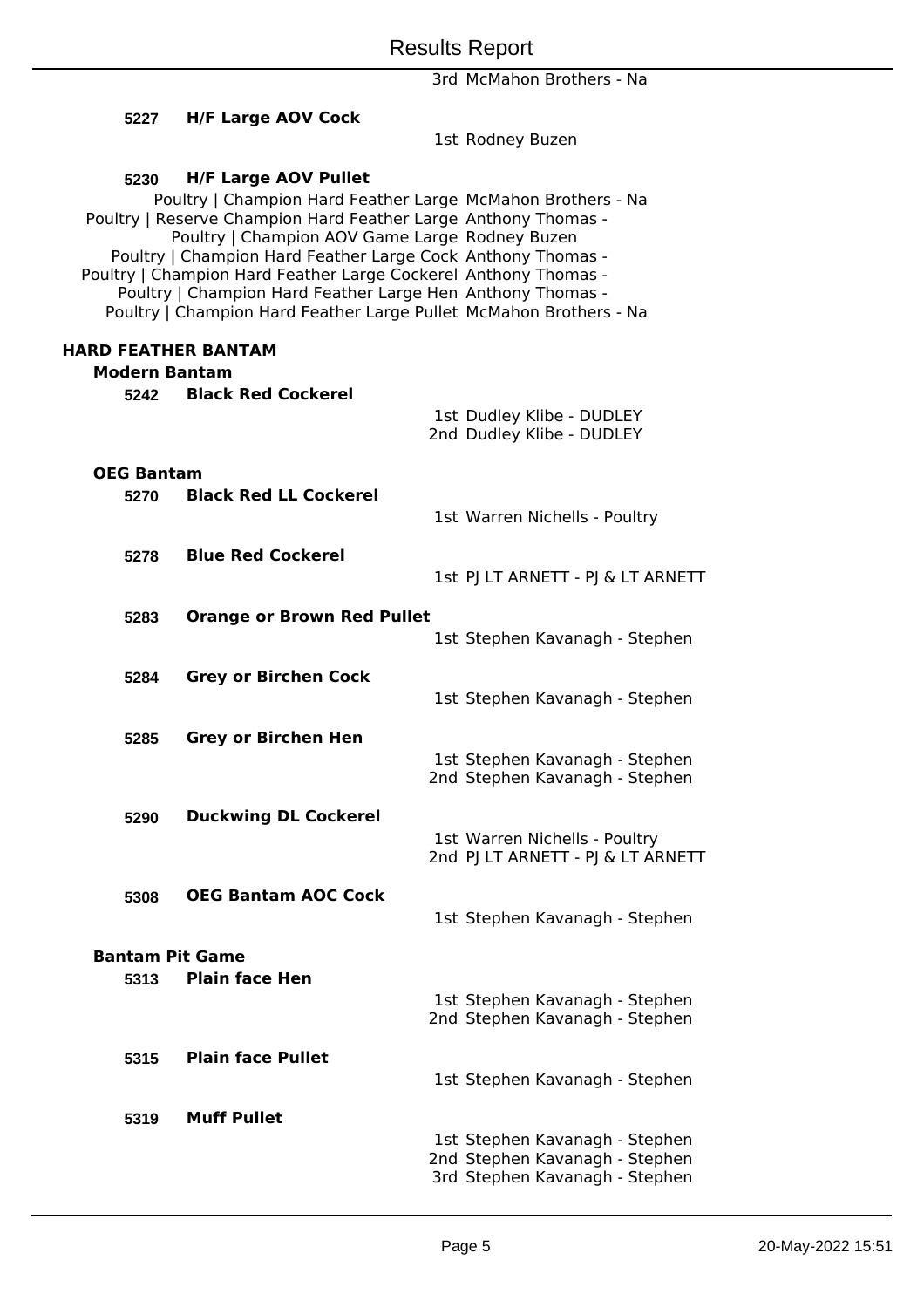3rd McMahon Brothers - Na

**5227** **H/F Large AOV Cock**

1st Rodney Buzen

**5230** **H/F Large AOV Pullet**

| Award | Winner |
|---|---|
| Poultry \| Champion Hard Feather Large | McMahon Brothers - Na |
| Poultry \| Reserve Champion Hard Feather Large | Anthony Thomas - |
| Poultry \| Champion AOV Game Large | Rodney Buzen |
| Poultry \| Champion Hard Feather Large Cock | Anthony Thomas - |
| Poultry \| Champion Hard Feather Large Cockerel | Anthony Thomas - |
| Poultry \| Champion Hard Feather Large Hen | Anthony Thomas - |
| Poultry \| Champion Hard Feather Large Pullet | McMahon Brothers - Na |

## HARD FEATHER BANTAM

### Modern Bantam

**5242** **Black Red Cockerel**

1st Dudley Klibe - DUDLEY
2nd Dudley Klibe - DUDLEY

### OEG Bantam

**5270** **Black Red LL Cockerel**

1st Warren Nichells - Poultry

**5278** **Blue Red Cockerel**

1st PJ LT ARNETT - PJ & LT ARNETT

**5283** **Orange or Brown Red Pullet**

1st Stephen Kavanagh - Stephen

**5284** **Grey or Birchen Cock**

1st Stephen Kavanagh - Stephen

**5285** **Grey or Birchen Hen**

1st Stephen Kavanagh - Stephen
2nd Stephen Kavanagh - Stephen

**5290** **Duckwing DL Cockerel**

1st Warren Nichells - Poultry
2nd PJ LT ARNETT - PJ & LT ARNETT

**5308** **OEG Bantam AOC Cock**

1st Stephen Kavanagh - Stephen

### Bantam Pit Game

**5313** **Plain face Hen**

1st Stephen Kavanagh - Stephen
2nd Stephen Kavanagh - Stephen

**5315** **Plain face Pullet**

1st Stephen Kavanagh - Stephen

**5319** **Muff Pullet**

1st Stephen Kavanagh - Stephen
2nd Stephen Kavanagh - Stephen
3rd Stephen Kavanagh - Stephen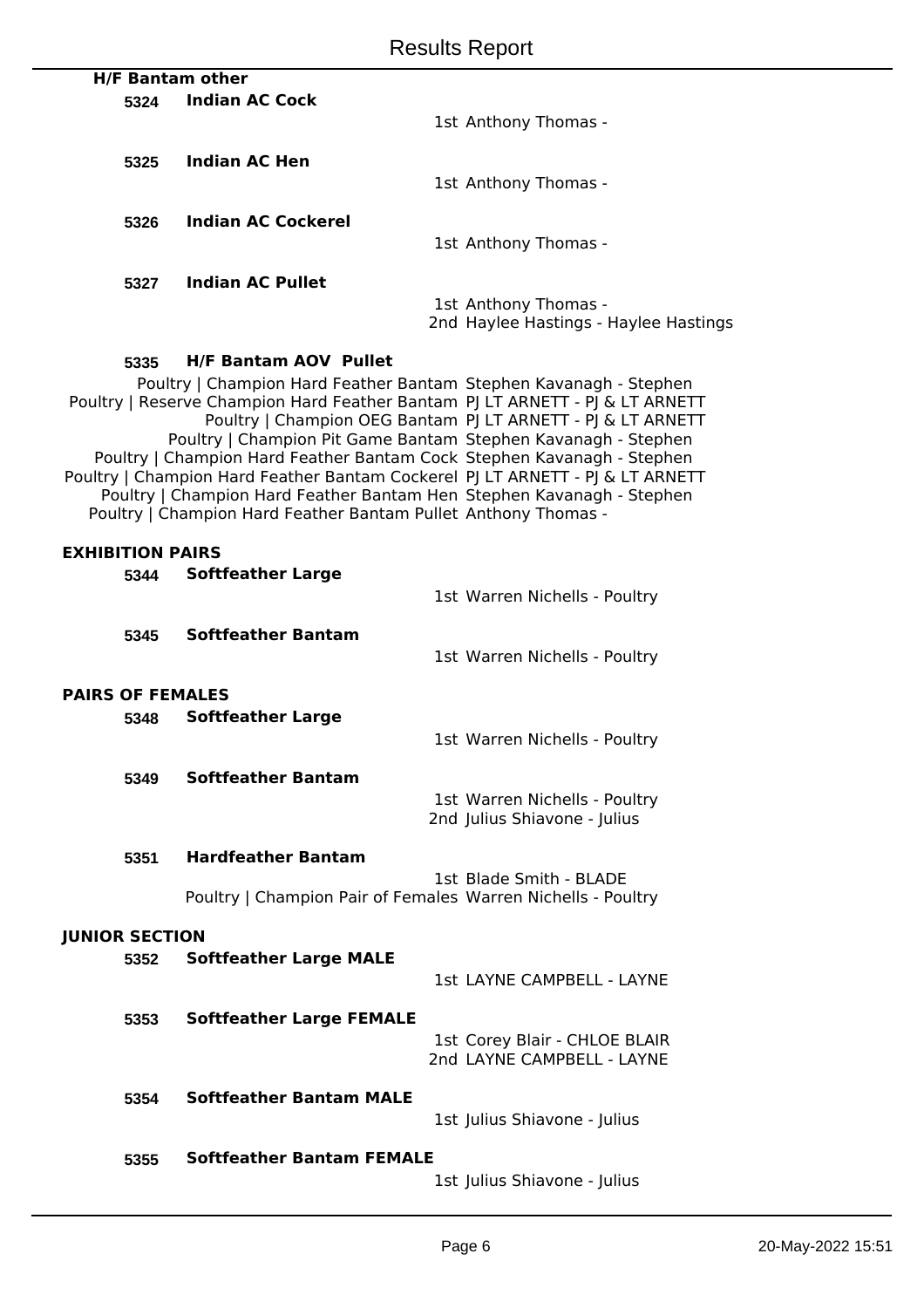# Results Report

## H/F Bantam other

**5324 Indian AC Cock**

1st Anthony Thomas -

**5325 Indian AC Hen**

1st Anthony Thomas -

**5326 Indian AC Cockerel**

1st Anthony Thomas -

**5327 Indian AC Pullet**

1st Anthony Thomas -
2nd Haylee Hastings - Haylee Hastings

**5335 H/F Bantam AOV Pullet**

Poultry | Champion Hard Feather Bantam Stephen Kavanagh - Stephen
Poultry | Reserve Champion Hard Feather Bantam PJ LT ARNETT - PJ & LT ARNETT
Poultry | Champion OEG Bantam PJ LT ARNETT - PJ & LT ARNETT
Poultry | Champion Pit Game Bantam Stephen Kavanagh - Stephen
Poultry | Champion Hard Feather Bantam Cock Stephen Kavanagh - Stephen
Poultry | Champion Hard Feather Bantam Cockerel PJ LT ARNETT - PJ & LT ARNETT
Poultry | Champion Hard Feather Bantam Hen Stephen Kavanagh - Stephen
Poultry | Champion Hard Feather Bantam Pullet Anthony Thomas -

## EXHIBITION PAIRS

**5344 Softfeather Large**

1st Warren Nichells - Poultry

**5345 Softfeather Bantam**

1st Warren Nichells - Poultry

## PAIRS OF FEMALES

**5348 Softfeather Large**

1st Warren Nichells - Poultry

**5349 Softfeather Bantam**

1st Warren Nichells - Poultry
2nd Julius Shiavone - Julius

**5351 Hardfeather Bantam**

1st Blade Smith - BLADE
Poultry | Champion Pair of Females Warren Nichells - Poultry

## JUNIOR SECTION

**5352 Softfeather Large MALE**

1st LAYNE CAMPBELL - LAYNE

**5353 Softfeather Large FEMALE**

1st Corey Blair - CHLOE BLAIR
2nd LAYNE CAMPBELL - LAYNE

**5354 Softfeather Bantam MALE**

1st Julius Shiavone - Julius

**5355 Softfeather Bantam FEMALE**

1st Julius Shiavone - Julius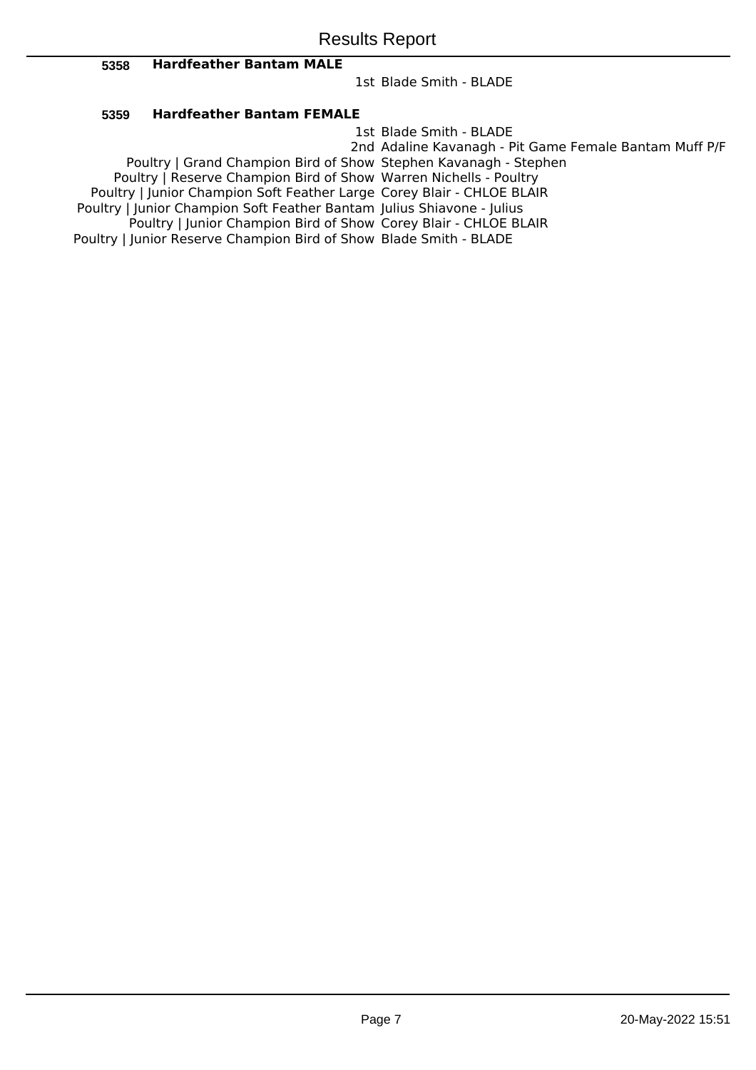Results Report

**5358 Hardfeather Bantam MALE**

1st Blade Smith - BLADE

**5359 Hardfeather Bantam FEMALE**

1st Blade Smith - BLADE
2nd Adaline Kavanagh - Pit Game Female Bantam Muff P/F

| | |
|---|---|
| Poultry \| Grand Champion Bird of Show | Stephen Kavanagh - Stephen |
| Poultry \| Reserve Champion Bird of Show | Warren Nichells - Poultry |
| Poultry \| Junior Champion Soft Feather Large | Corey Blair - CHLOE BLAIR |
| Poultry \| Junior Champion Soft Feather Bantam | Julius Shiavone - Julius |
| Poultry \| Junior Champion Bird of Show | Corey Blair - CHLOE BLAIR |
| Poultry \| Junior Reserve Champion Bird of Show | Blade Smith - BLADE |

20-May-2022 15:51